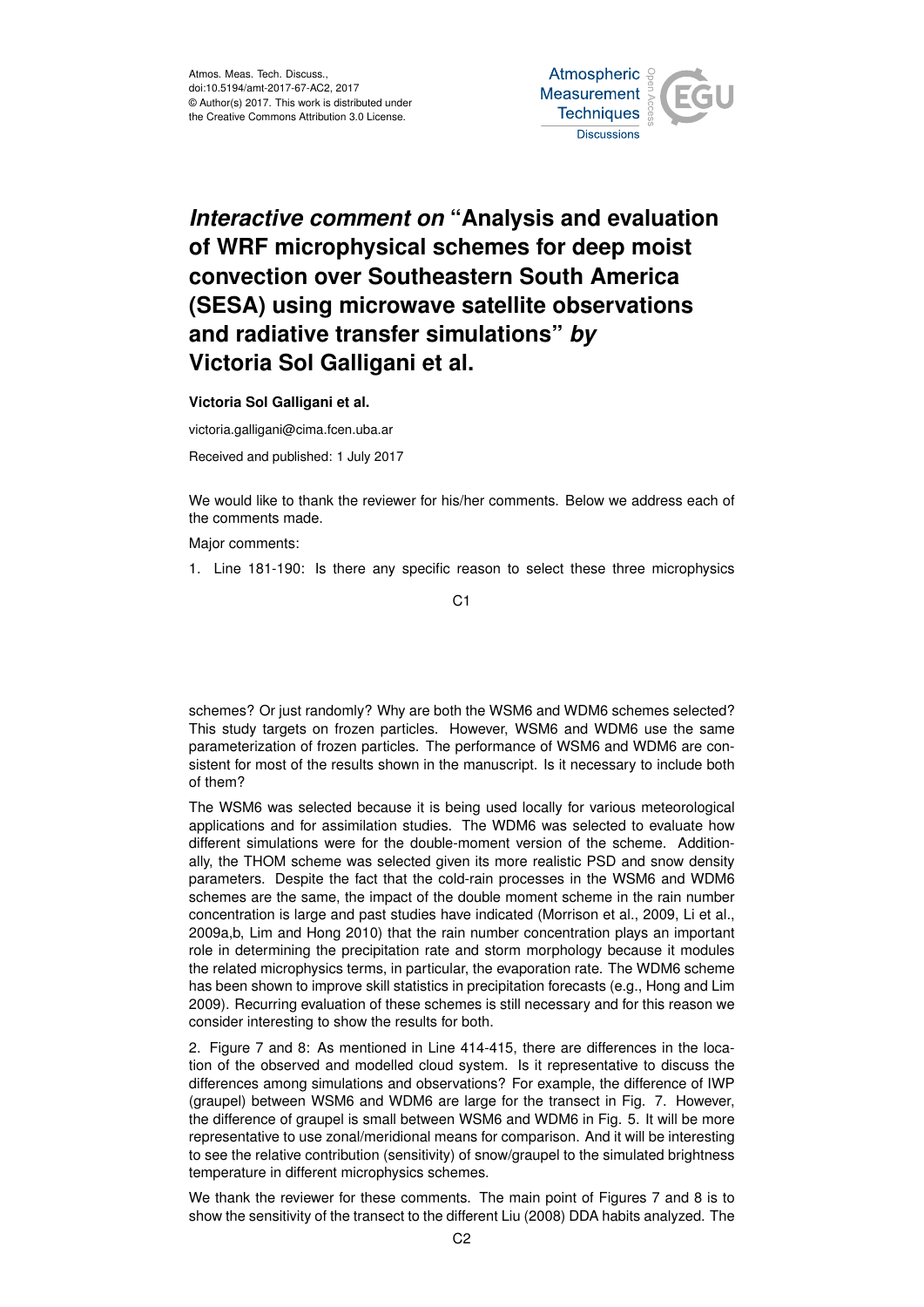Atmos. Meas. Tech. Discuss.,
doi:10.5194/amt-2017-67-AC2, 2017
© Author(s) 2017. This work is distributed under
the Creative Commons Attribution 3.0 License.

# *Interactive comment on* "Analysis and evaluation of WRF microphysical schemes for deep moist convection over Southeastern South America (SESA) using microwave satellite observations and radiative transfer simulations" *by* Victoria Sol Galligani et al.

**Victoria Sol Galligani et al.**

victoria.galligani@cima.fcen.uba.ar

Received and published: 1 July 2017

We would like to thank the reviewer for his/her comments. Below we address each of the comments made.

Major comments:

1. Line 181-190: Is there any specific reason to select these three microphysics schemes? Or just randomly? Why are both the WSM6 and WDM6 schemes selected? This study targets on frozen particles. However, WSM6 and WDM6 use the same parameterization of frozen particles. The performance of WSM6 and WDM6 are consistent for most of the results shown in the manuscript. Is it necessary to include both of them?

The WSM6 was selected because it is being used locally for various meteorological applications and for assimilation studies. The WDM6 was selected to evaluate how different simulations were for the double-moment version of the scheme. Additionally, the THOM scheme was selected given its more realistic PSD and snow density parameters. Despite the fact that the cold-rain processes in the WSM6 and WDM6 schemes are the same, the impact of the double moment scheme in the rain number concentration is large and past studies have indicated (Morrison et al., 2009, Li et al., 2009a,b, Lim and Hong 2010) that the rain number concentration plays an important role in determining the precipitation rate and storm morphology because it modules the related microphysics terms, in particular, the evaporation rate. The WDM6 scheme has been shown to improve skill statistics in precipitation forecasts (e.g., Hong and Lim 2009). Recurring evaluation of these schemes is still necessary and for this reason we consider interesting to show the results for both.

2. Figure 7 and 8: As mentioned in Line 414-415, there are differences in the location of the observed and modelled cloud system. Is it representative to discuss the differences among simulations and observations? For example, the difference of IWP (graupel) between WSM6 and WDM6 are large for the transect in Fig. 7. However, the difference of graupel is small between WSM6 and WDM6 in Fig. 5. It will be more representative to use zonal/meridional means for comparison. And it will be interesting to see the relative contribution (sensitivity) of snow/graupel to the simulated brightness temperature in different microphysics schemes.

We thank the reviewer for these comments. The main point of Figures 7 and 8 is to show the sensitivity of the transect to the different Liu (2008) DDA habits analyzed. The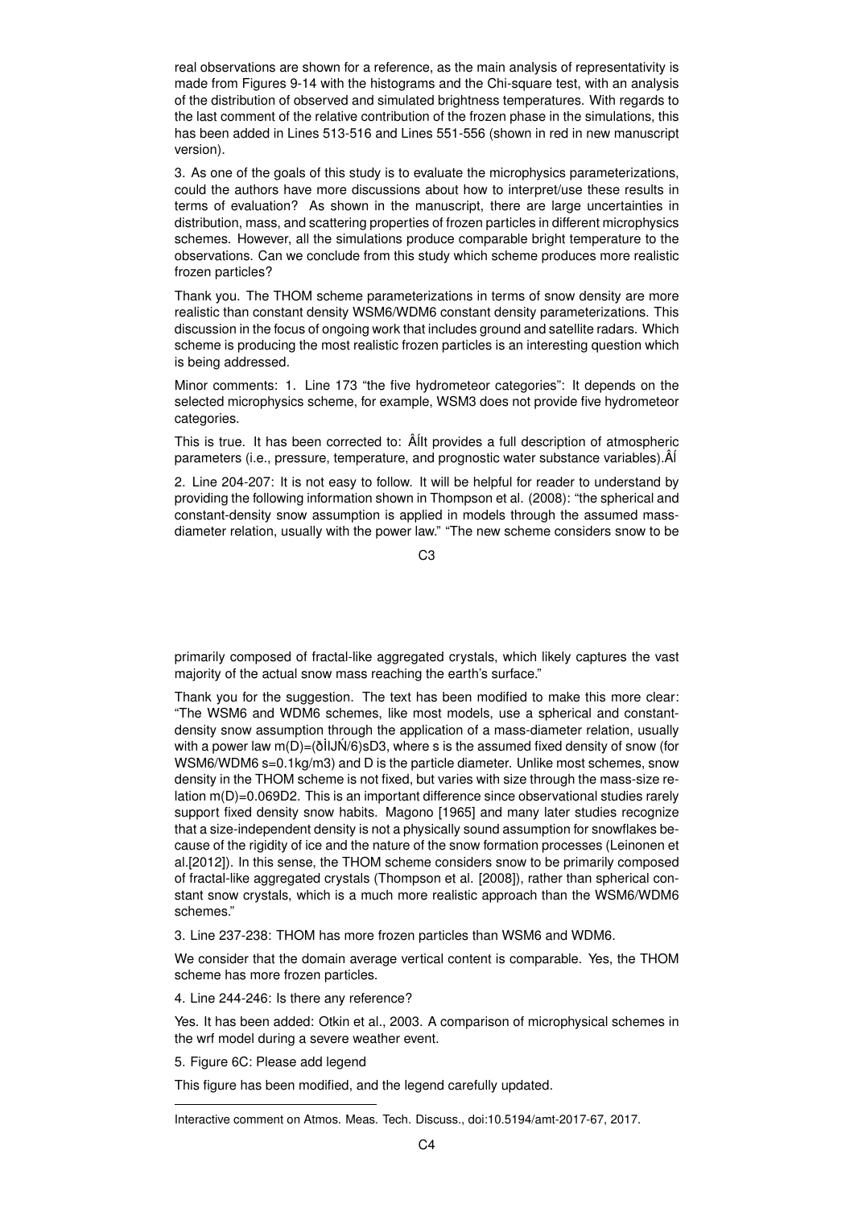real observations are shown for a reference, as the main analysis of representativity is made from Figures 9-14 with the histograms and the Chi-square test, with an analysis of the distribution of observed and simulated brightness temperatures. With regards to the last comment of the relative contribution of the frozen phase in the simulations, this has been added in Lines 513-516 and Lines 551-556 (shown in red in new manuscript version).

3. As one of the goals of this study is to evaluate the microphysics parameterizations, could the authors have more discussions about how to interpret/use these results in terms of evaluation? As shown in the manuscript, there are large uncertainties in distribution, mass, and scattering properties of frozen particles in different microphysics schemes. However, all the simulations produce comparable bright temperature to the observations. Can we conclude from this study which scheme produces more realistic frozen particles?

Thank you. The THOM scheme parameterizations in terms of snow density are more realistic than constant density WSM6/WDM6 constant density parameterizations. This discussion in the focus of ongoing work that includes ground and satellite radars. Which scheme is producing the most realistic frozen particles is an interesting question which is being addressed.

Minor comments: 1. Line 173 "the five hydrometeor categories": It depends on the selected microphysics scheme, for example, WSM3 does not provide five hydrometeor categories.

This is true. It has been corrected to: ÂĺIt provides a full description of atmospheric parameters (i.e., pressure, temperature, and prognostic water substance variables).Âĺ

2. Line 204-207: It is not easy to follow. It will be helpful for reader to understand by providing the following information shown in Thompson et al. (2008): "the spherical and constant-density snow assumption is applied in models through the assumed mass-diameter relation, usually with the power law." "The new scheme considers snow to be primarily composed of fractal-like aggregated crystals, which likely captures the vast majority of the actual snow mass reaching the earth's surface."

Thank you for the suggestion. The text has been modified to make this more clear: "The WSM6 and WDM6 schemes, like most models, use a spherical and constant-density snow assumption through the application of a mass-diameter relation, usually with a power law m(D)=(ðĺĲŃ/6)sD3, where s is the assumed fixed density of snow (for WSM6/WDM6 s=0.1kg/m3) and D is the particle diameter. Unlike most schemes, snow density in the THOM scheme is not fixed, but varies with size through the mass-size relation m(D)=0.069D2. This is an important difference since observational studies rarely support fixed density snow habits. Magono [1965] and many later studies recognize that a size-independent density is not a physically sound assumption for snowflakes because of the rigidity of ice and the nature of the snow formation processes (Leinonen et al.[2012]). In this sense, the THOM scheme considers snow to be primarily composed of fractal-like aggregated crystals (Thompson et al. [2008]), rather than spherical constant snow crystals, which is a much more realistic approach than the WSM6/WDM6 schemes."

3. Line 237-238: THOM has more frozen particles than WSM6 and WDM6.

We consider that the domain average vertical content is comparable. Yes, the THOM scheme has more frozen particles.

4. Line 244-246: Is there any reference?

Yes. It has been added: Otkin et al., 2003. A comparison of microphysical schemes in the wrf model during a severe weather event.

5. Figure 6C: Please add legend

This figure has been modified, and the legend carefully updated.

Interactive comment on Atmos. Meas. Tech. Discuss., doi:10.5194/amt-2017-67, 2017.